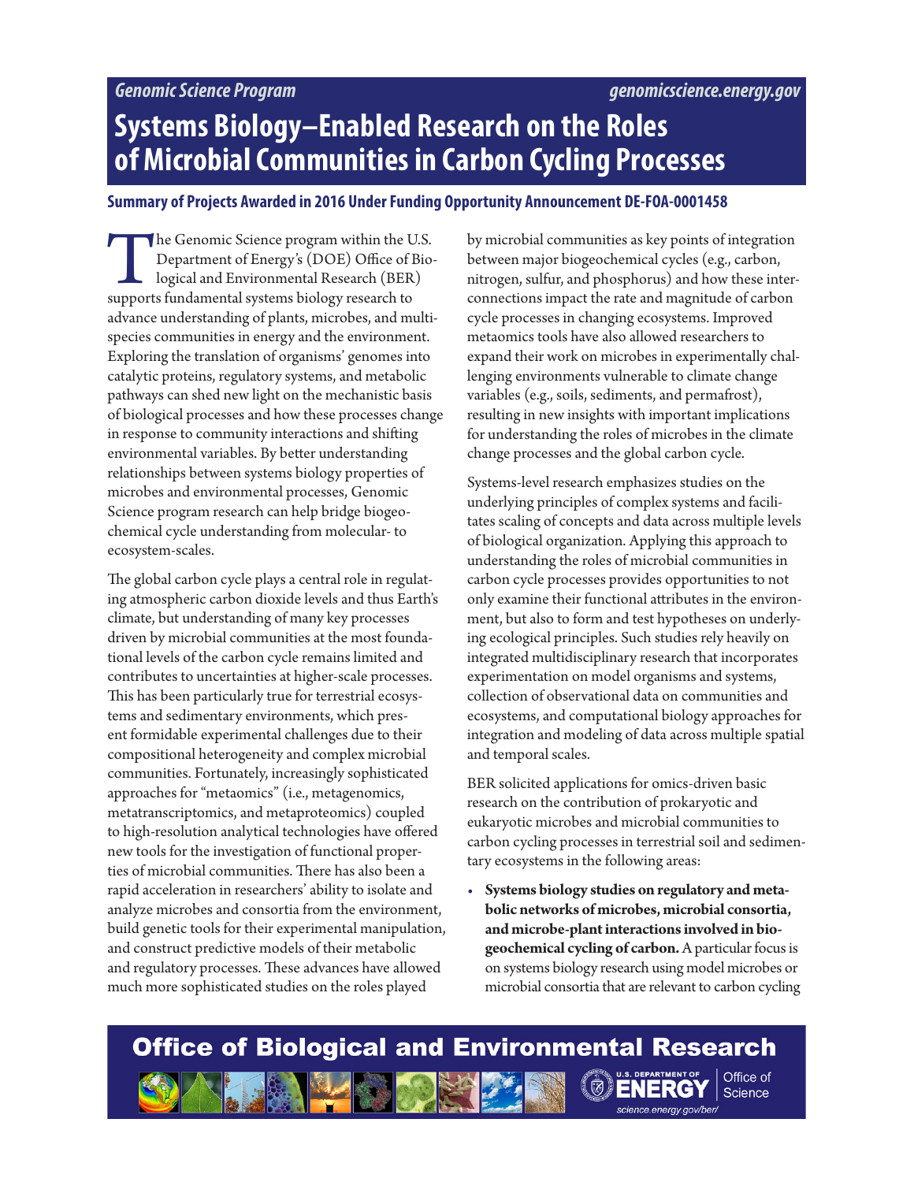# Systems Biology–Enabled Research on the Roles of Microbial Communities in Carbon Cycling Processes

**Summary of Projects Awarded in 2016 Under Funding Opportunity Announcement DE-FOA-0001458**

The Genomic Science program within the U.S. Department of Energy's (DOE) Office of Biological and Environmental Research (BER) supports fundamental systems biology research to advance understanding of plants, microbes, and multispecies communities in energy and the environment. Exploring the translation of organisms' genomes into catalytic proteins, regulatory systems, and metabolic pathways can shed new light on the mechanistic basis of biological processes and how these processes change in response to community interactions and shifting environmental variables. By better understanding relationships between systems biology properties of microbes and environmental processes, Genomic Science program research can help bridge biogeochemical cycle understanding from molecular- to ecosystem-scales.

The global carbon cycle plays a central role in regulating atmospheric carbon dioxide levels and thus Earth's climate, but understanding of many key processes driven by microbial communities at the most foundational levels of the carbon cycle remains limited and contributes to uncertainties at higher-scale processes. This has been particularly true for terrestrial ecosystems and sedimentary environments, which present formidable experimental challenges due to their compositional heterogeneity and complex microbial communities. Fortunately, increasingly sophisticated approaches for "metaomics" (i.e., metagenomics, metatranscriptomics, and metaproteomics) coupled to high-resolution analytical technologies have offered new tools for the investigation of functional properties of microbial communities. There has also been a rapid acceleration in researchers' ability to isolate and analyze microbes and consortia from the environment, build genetic tools for their experimental manipulation, and construct predictive models of their metabolic and regulatory processes. These advances have allowed much more sophisticated studies on the roles played by microbial communities as key points of integration between major biogeochemical cycles (e.g., carbon, nitrogen, sulfur, and phosphorus) and how these interconnections impact the rate and magnitude of carbon cycle processes in changing ecosystems. Improved metaomics tools have also allowed researchers to expand their work on microbes in experimentally challenging environments vulnerable to climate change variables (e.g., soils, sediments, and permafrost), resulting in new insights with important implications for understanding the roles of microbes in the climate change processes and the global carbon cycle.

Systems-level research emphasizes studies on the underlying principles of complex systems and facilitates scaling of concepts and data across multiple levels of biological organization. Applying this approach to understanding the roles of microbial communities in carbon cycle processes provides opportunities to not only examine their functional attributes in the environment, but also to form and test hypotheses on underlying ecological principles. Such studies rely heavily on integrated multidisciplinary research that incorporates experimentation on model organisms and systems, collection of observational data on communities and ecosystems, and computational biology approaches for integration and modeling of data across multiple spatial and temporal scales.

BER solicited applications for omics-driven basic research on the contribution of prokaryotic and eukaryotic microbes and microbial communities to carbon cycling processes in terrestrial soil and sedimentary ecosystems in the following areas:

- **Systems biology studies on regulatory and metabolic networks of microbes, microbial consortia, and microbe-plant interactions involved in biogeochemical cycling of carbon.** A particular focus is on systems biology research using model microbes or microbial consortia that are relevant to carbon cycling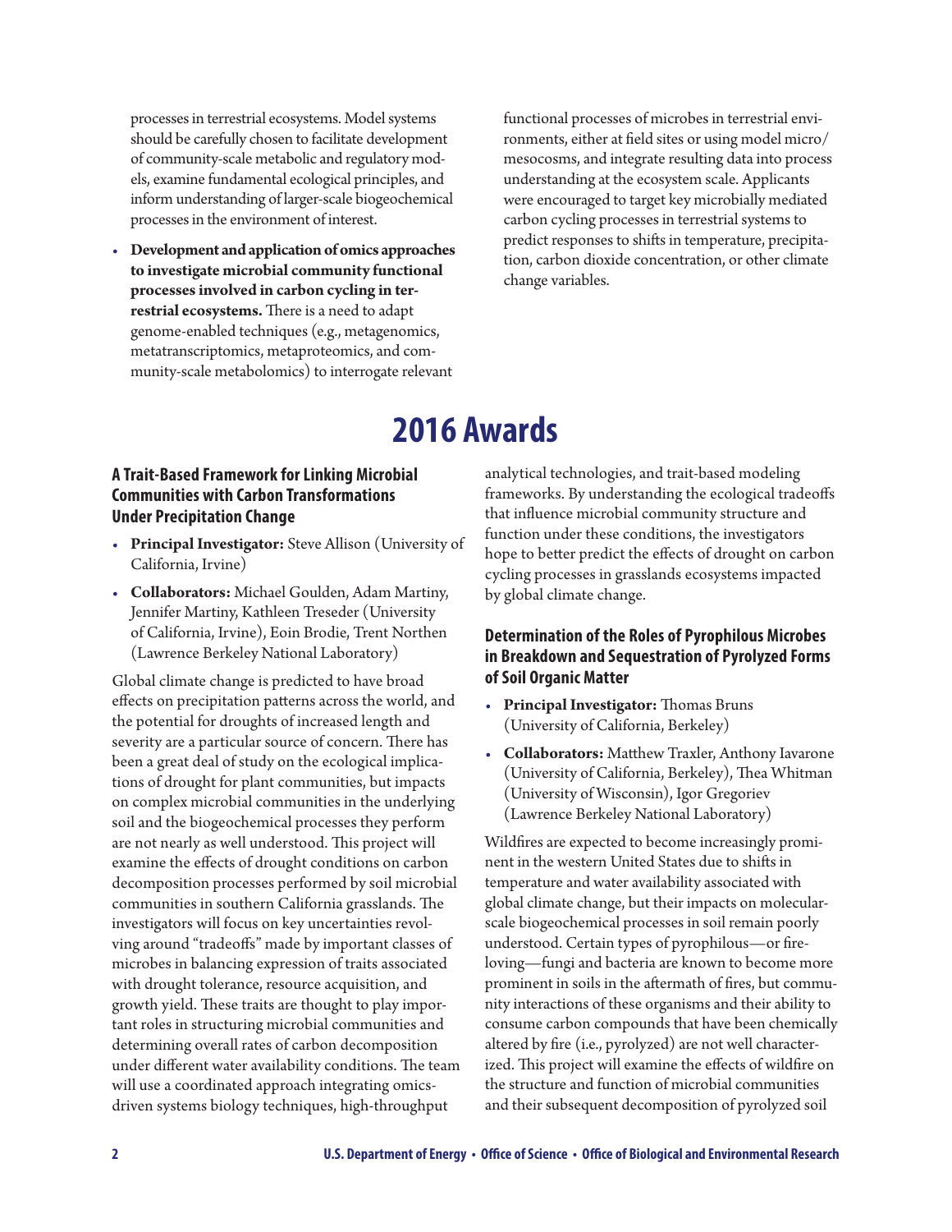processes in terrestrial ecosystems. Model systems should be carefully chosen to facilitate development of community-scale metabolic and regulatory models, examine fundamental ecological principles, and inform understanding of larger-scale biogeochemical processes in the environment of interest.

- **Development and application of omics approaches to investigate microbial community functional processes involved in carbon cycling in terrestrial ecosystems.** There is a need to adapt genome-enabled techniques (e.g., metagenomics, metatranscriptomics, metaproteomics, and community-scale metabolomics) to interrogate relevant functional processes of microbes in terrestrial environments, either at field sites or using model micro/mesocosms, and integrate resulting data into process understanding at the ecosystem scale. Applicants were encouraged to target key microbially mediated carbon cycling processes in terrestrial systems to predict responses to shifts in temperature, precipitation, carbon dioxide concentration, or other climate change variables.

# 2016 Awards

### A Trait-Based Framework for Linking Microbial Communities with Carbon Transformations Under Precipitation Change

- **Principal Investigator:** Steve Allison (University of California, Irvine)
- **Collaborators:** Michael Goulden, Adam Martiny, Jennifer Martiny, Kathleen Treseder (University of California, Irvine), Eoin Brodie, Trent Northen (Lawrence Berkeley National Laboratory)

Global climate change is predicted to have broad effects on precipitation patterns across the world, and the potential for droughts of increased length and severity are a particular source of concern. There has been a great deal of study on the ecological implications of drought for plant communities, but impacts on complex microbial communities in the underlying soil and the biogeochemical processes they perform are not nearly as well understood. This project will examine the effects of drought conditions on carbon decomposition processes performed by soil microbial communities in southern California grasslands. The investigators will focus on key uncertainties revolving around "tradeoffs" made by important classes of microbes in balancing expression of traits associated with drought tolerance, resource acquisition, and growth yield. These traits are thought to play important roles in structuring microbial communities and determining overall rates of carbon decomposition under different water availability conditions. The team will use a coordinated approach integrating omics-driven systems biology techniques, high-throughput analytical technologies, and trait-based modeling frameworks. By understanding the ecological tradeoffs that influence microbial community structure and function under these conditions, the investigators hope to better predict the effects of drought on carbon cycling processes in grasslands ecosystems impacted by global climate change.

### Determination of the Roles of Pyrophilous Microbes in Breakdown and Sequestration of Pyrolyzed Forms of Soil Organic Matter

- **Principal Investigator:** Thomas Bruns (University of California, Berkeley)
- **Collaborators:** Matthew Traxler, Anthony Iavarone (University of California, Berkeley), Thea Whitman (University of Wisconsin), Igor Gregoriev (Lawrence Berkeley National Laboratory)

Wildfires are expected to become increasingly prominent in the western United States due to shifts in temperature and water availability associated with global climate change, but their impacts on molecular-scale biogeochemical processes in soil remain poorly understood. Certain types of pyrophilous—or fire-loving—fungi and bacteria are known to become more prominent in soils in the aftermath of fires, but community interactions of these organisms and their ability to consume carbon compounds that have been chemically altered by fire (i.e., pyrolyzed) are not well characterized. This project will examine the effects of wildfire on the structure and function of microbial communities and their subsequent decomposition of pyrolyzed soil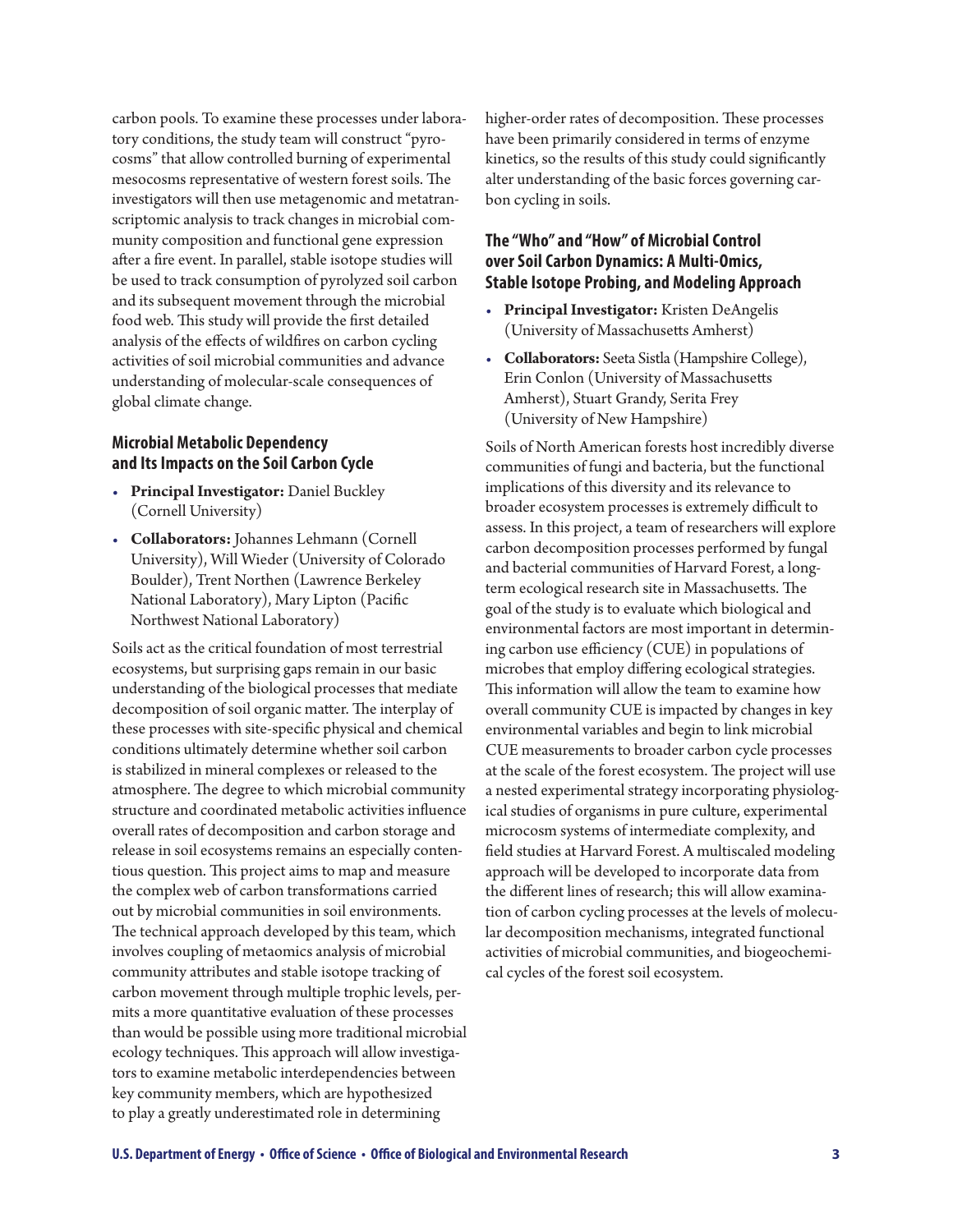carbon pools. To examine these processes under laboratory conditions, the study team will construct "pyrocosms" that allow controlled burning of experimental mesocosms representative of western forest soils. The investigators will then use metagenomic and metatranscriptomic analysis to track changes in microbial community composition and functional gene expression after a fire event. In parallel, stable isotope studies will be used to track consumption of pyrolyzed soil carbon and its subsequent movement through the microbial food web. This study will provide the first detailed analysis of the effects of wildfires on carbon cycling activities of soil microbial communities and advance understanding of molecular-scale consequences of global climate change.

### Microbial Metabolic Dependency and Its Impacts on the Soil Carbon Cycle

- **Principal Investigator:** Daniel Buckley (Cornell University)
- **Collaborators:** Johannes Lehmann (Cornell University), Will Wieder (University of Colorado Boulder), Trent Northen (Lawrence Berkeley National Laboratory), Mary Lipton (Pacific Northwest National Laboratory)

Soils act as the critical foundation of most terrestrial ecosystems, but surprising gaps remain in our basic understanding of the biological processes that mediate decomposition of soil organic matter. The interplay of these processes with site-specific physical and chemical conditions ultimately determine whether soil carbon is stabilized in mineral complexes or released to the atmosphere. The degree to which microbial community structure and coordinated metabolic activities influence overall rates of decomposition and carbon storage and release in soil ecosystems remains an especially contentious question. This project aims to map and measure the complex web of carbon transformations carried out by microbial communities in soil environments. The technical approach developed by this team, which involves coupling of metaomics analysis of microbial community attributes and stable isotope tracking of carbon movement through multiple trophic levels, permits a more quantitative evaluation of these processes than would be possible using more traditional microbial ecology techniques. This approach will allow investigators to examine metabolic interdependencies between key community members, which are hypothesized to play a greatly underestimated role in determining higher-order rates of decomposition. These processes have been primarily considered in terms of enzyme kinetics, so the results of this study could significantly alter understanding of the basic forces governing carbon cycling in soils.

### The "Who" and "How" of Microbial Control over Soil Carbon Dynamics: A Multi-Omics, Stable Isotope Probing, and Modeling Approach

- **Principal Investigator:** Kristen DeAngelis (University of Massachusetts Amherst)
- **Collaborators:** Seeta Sistla (Hampshire College), Erin Conlon (University of Massachusetts Amherst), Stuart Grandy, Serita Frey (University of New Hampshire)

Soils of North American forests host incredibly diverse communities of fungi and bacteria, but the functional implications of this diversity and its relevance to broader ecosystem processes is extremely difficult to assess. In this project, a team of researchers will explore carbon decomposition processes performed by fungal and bacterial communities of Harvard Forest, a long-term ecological research site in Massachusetts. The goal of the study is to evaluate which biological and environmental factors are most important in determining carbon use efficiency (CUE) in populations of microbes that employ differing ecological strategies. This information will allow the team to examine how overall community CUE is impacted by changes in key environmental variables and begin to link microbial CUE measurements to broader carbon cycle processes at the scale of the forest ecosystem. The project will use a nested experimental strategy incorporating physiological studies of organisms in pure culture, experimental microcosm systems of intermediate complexity, and field studies at Harvard Forest. A multiscaled modeling approach will be developed to incorporate data from the different lines of research; this will allow examination of carbon cycling processes at the levels of molecular decomposition mechanisms, integrated functional activities of microbial communities, and biogeochemical cycles of the forest soil ecosystem.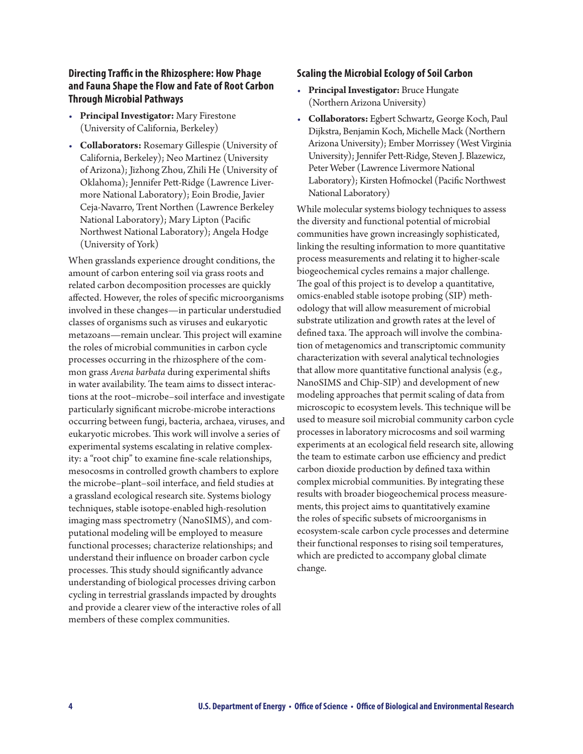### Directing Traffic in the Rhizosphere: How Phage and Fauna Shape the Flow and Fate of Root Carbon Through Microbial Pathways

- **Principal Investigator:** Mary Firestone (University of California, Berkeley)
- **Collaborators:** Rosemary Gillespie (University of California, Berkeley); Neo Martinez (University of Arizona); Jizhong Zhou, Zhili He (University of Oklahoma); Jennifer Pett-Ridge (Lawrence Livermore National Laboratory); Eoin Brodie, Javier Ceja-Navarro, Trent Northen (Lawrence Berkeley National Laboratory); Mary Lipton (Pacific Northwest National Laboratory); Angela Hodge (University of York)

When grasslands experience drought conditions, the amount of carbon entering soil via grass roots and related carbon decomposition processes are quickly affected. However, the roles of specific microorganisms involved in these changes—in particular understudied classes of organisms such as viruses and eukaryotic metazoans—remain unclear. This project will examine the roles of microbial communities in carbon cycle processes occurring in the rhizosphere of the common grass *Avena barbata* during experimental shifts in water availability. The team aims to dissect interactions at the root–microbe–soil interface and investigate particularly significant microbe-microbe interactions occurring between fungi, bacteria, archaea, viruses, and eukaryotic microbes. This work will involve a series of experimental systems escalating in relative complexity: a "root chip" to examine fine-scale relationships, mesocosms in controlled growth chambers to explore the microbe–plant–soil interface, and field studies at a grassland ecological research site. Systems biology techniques, stable isotope-enabled high-resolution imaging mass spectrometry (NanoSIMS), and computational modeling will be employed to measure functional processes; characterize relationships; and understand their influence on broader carbon cycle processes. This study should significantly advance understanding of biological processes driving carbon cycling in terrestrial grasslands impacted by droughts and provide a clearer view of the interactive roles of all members of these complex communities.

### Scaling the Microbial Ecology of Soil Carbon

- **Principal Investigator:** Bruce Hungate (Northern Arizona University)
- **Collaborators:** Egbert Schwartz, George Koch, Paul Dijkstra, Benjamin Koch, Michelle Mack (Northern Arizona University); Ember Morrissey (West Virginia University); Jennifer Pett-Ridge, Steven J. Blazewicz, Peter Weber (Lawrence Livermore National Laboratory); Kirsten Hofmockel (Pacific Northwest National Laboratory)

While molecular systems biology techniques to assess the diversity and functional potential of microbial communities have grown increasingly sophisticated, linking the resulting information to more quantitative process measurements and relating it to higher-scale biogeochemical cycles remains a major challenge. The goal of this project is to develop a quantitative, omics-enabled stable isotope probing (SIP) methodology that will allow measurement of microbial substrate utilization and growth rates at the level of defined taxa. The approach will involve the combination of metagenomics and transcriptomic community characterization with several analytical technologies that allow more quantitative functional analysis (e.g., NanoSIMS and Chip-SIP) and development of new modeling approaches that permit scaling of data from microscopic to ecosystem levels. This technique will be used to measure soil microbial community carbon cycle processes in laboratory microcosms and soil warming experiments at an ecological field research site, allowing the team to estimate carbon use efficiency and predict carbon dioxide production by defined taxa within complex microbial communities. By integrating these results with broader biogeochemical process measurements, this project aims to quantitatively examine the roles of specific subsets of microorganisms in ecosystem-scale carbon cycle processes and determine their functional responses to rising soil temperatures, which are predicted to accompany global climate change.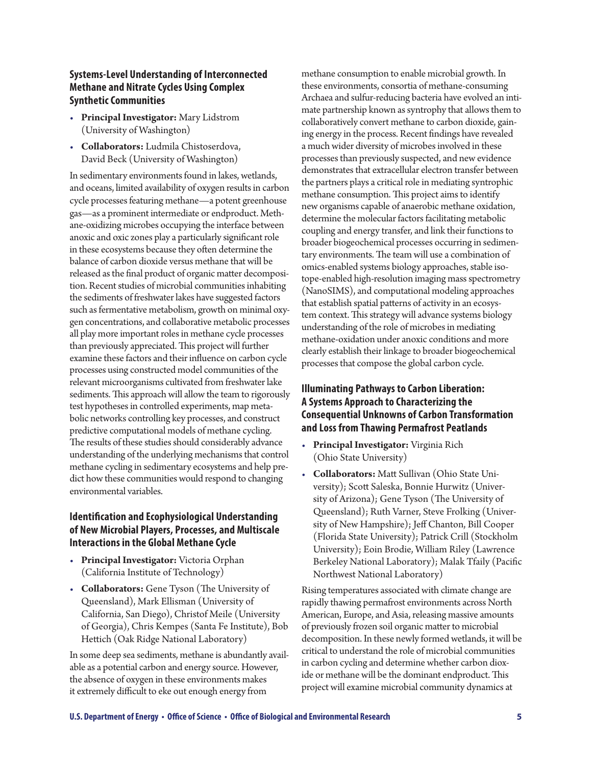### Systems-Level Understanding of Interconnected Methane and Nitrate Cycles Using Complex Synthetic Communities

- **Principal Investigator:** Mary Lidstrom (University of Washington)
- **Collaborators:** Ludmila Chistoserdova, David Beck (University of Washington)

In sedimentary environments found in lakes, wetlands, and oceans, limited availability of oxygen results in carbon cycle processes featuring methane—a potent greenhouse gas—as a prominent intermediate or endproduct. Methane-oxidizing microbes occupying the interface between anoxic and oxic zones play a particularly significant role in these ecosystems because they often determine the balance of carbon dioxide versus methane that will be released as the final product of organic matter decomposition. Recent studies of microbial communities inhabiting the sediments of freshwater lakes have suggested factors such as fermentative metabolism, growth on minimal oxygen concentrations, and collaborative metabolic processes all play more important roles in methane cycle processes than previously appreciated. This project will further examine these factors and their influence on carbon cycle processes using constructed model communities of the relevant microorganisms cultivated from freshwater lake sediments. This approach will allow the team to rigorously test hypotheses in controlled experiments, map metabolic networks controlling key processes, and construct predictive computational models of methane cycling. The results of these studies should considerably advance understanding of the underlying mechanisms that control methane cycling in sedimentary ecosystems and help predict how these communities would respond to changing environmental variables.

### Identification and Ecophysiological Understanding of New Microbial Players, Processes, and Multiscale Interactions in the Global Methane Cycle

- **Principal Investigator:** Victoria Orphan (California Institute of Technology)
- **Collaborators:** Gene Tyson (The University of Queensland), Mark Ellisman (University of California, San Diego), Christof Meile (University of Georgia), Chris Kempes (Santa Fe Institute), Bob Hettich (Oak Ridge National Laboratory)

In some deep sea sediments, methane is abundantly available as a potential carbon and energy source. However, the absence of oxygen in these environments makes it extremely difficult to eke out enough energy from methane consumption to enable microbial growth. In these environments, consortia of methane-consuming Archaea and sulfur-reducing bacteria have evolved an intimate partnership known as syntrophy that allows them to collaboratively convert methane to carbon dioxide, gaining energy in the process. Recent findings have revealed a much wider diversity of microbes involved in these processes than previously suspected, and new evidence demonstrates that extracellular electron transfer between the partners plays a critical role in mediating syntrophic methane consumption. This project aims to identify new organisms capable of anaerobic methane oxidation, determine the molecular factors facilitating metabolic coupling and energy transfer, and link their functions to broader biogeochemical processes occurring in sedimentary environments. The team will use a combination of omics-enabled systems biology approaches, stable isotope-enabled high-resolution imaging mass spectrometry (NanoSIMS), and computational modeling approaches that establish spatial patterns of activity in an ecosystem context. This strategy will advance systems biology understanding of the role of microbes in mediating methane-oxidation under anoxic conditions and more clearly establish their linkage to broader biogeochemical processes that compose the global carbon cycle.

### Illuminating Pathways to Carbon Liberation: A Systems Approach to Characterizing the Consequential Unknowns of Carbon Transformation and Loss from Thawing Permafrost Peatlands

- **Principal Investigator:** Virginia Rich (Ohio State University)
- **Collaborators:** Matt Sullivan (Ohio State University); Scott Saleska, Bonnie Hurwitz (University of Arizona); Gene Tyson (The University of Queensland); Ruth Varner, Steve Frolking (University of New Hampshire); Jeff Chanton, Bill Cooper (Florida State University); Patrick Crill (Stockholm University); Eoin Brodie, William Riley (Lawrence Berkeley National Laboratory); Malak Tfaily (Pacific Northwest National Laboratory)

Rising temperatures associated with climate change are rapidly thawing permafrost environments across North American, Europe, and Asia, releasing massive amounts of previously frozen soil organic matter to microbial decomposition. In these newly formed wetlands, it will be critical to understand the role of microbial communities in carbon cycling and determine whether carbon dioxide or methane will be the dominant endproduct. This project will examine microbial community dynamics at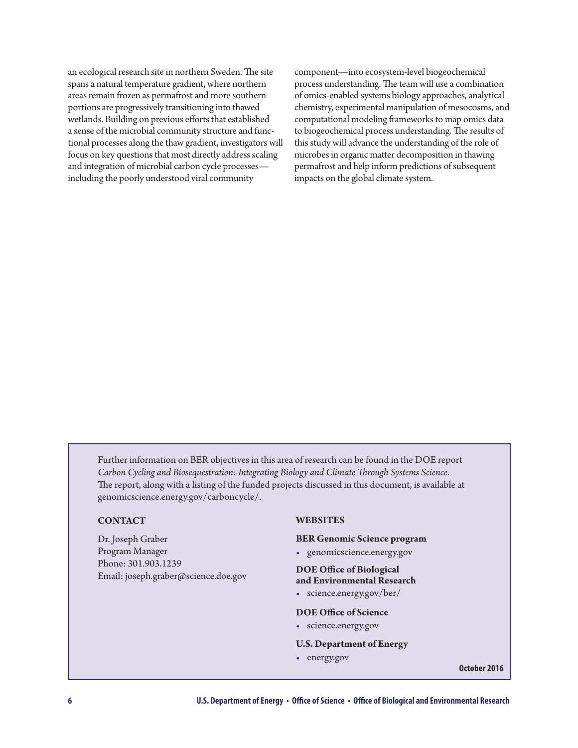an ecological research site in northern Sweden. The site spans a natural temperature gradient, where northern areas remain frozen as permafrost and more southern portions are progressively transitioning into thawed wetlands. Building on previous efforts that established a sense of the microbial community structure and functional processes along the thaw gradient, investigators will focus on key questions that most directly address scaling and integration of microbial carbon cycle processes—including the poorly understood viral community component—into ecosystem-level biogeochemical process understanding. The team will use a combination of omics-enabled systems biology approaches, analytical chemistry, experimental manipulation of mesocosms, and computational modeling frameworks to map omics data to biogeochemical process understanding. The results of this study will advance the understanding of the role of microbes in organic matter decomposition in thawing permafrost and help inform predictions of subsequent impacts on the global climate system.

Further information on BER objectives in this area of research can be found in the DOE report *Carbon Cycling and Biosequestration: Integrating Biology and Climate Through Systems Science*. The report, along with a listing of the funded projects discussed in this document, is available at genomicscience.energy.gov/carboncycle/.

**CONTACT**

Dr. Joseph Graber
Program Manager
Phone: 301.903.1239
Email: joseph.graber@science.doe.gov

**WEBSITES**

**BER Genomic Science program**

- genomicscience.energy.gov

**DOE Office of Biological and Environmental Research**

- science.energy.gov/ber/

**DOE Office of Science**

- science.energy.gov

**U.S. Department of Energy**

- energy.gov

**October 2016**